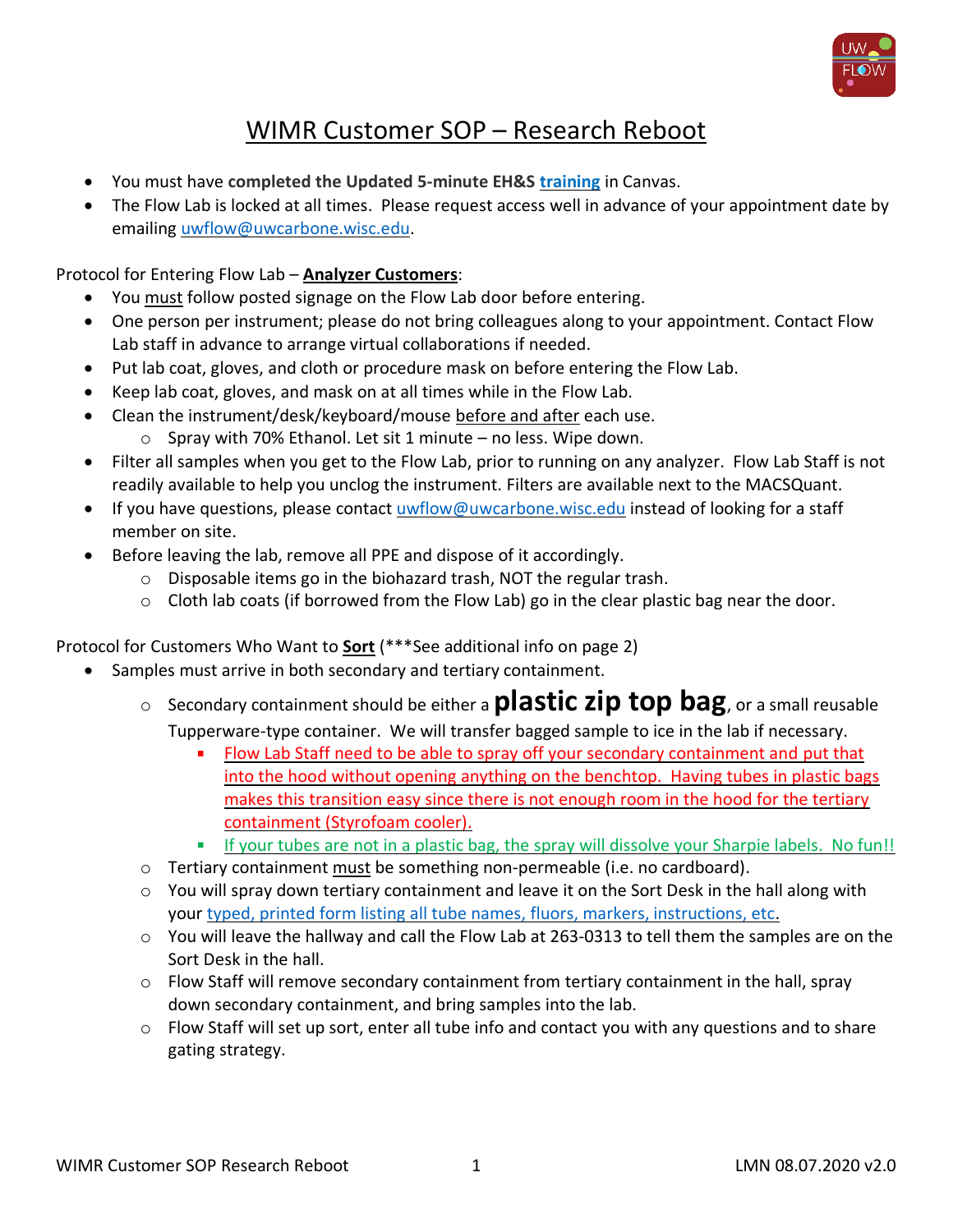# WIMR Customer SOP – Research Reboot

- You must have **completed the Updated 5-minute EH&S training** in Canvas.
- The Flow Lab is locked at all times. Please request access well in advance of your appointment date by emailing uwflow@uwcarbone.wisc.edu.

Protocol for Entering Flow Lab – **Analyzer Customers**:

- You must follow posted signage on the Flow Lab door before entering.
- One person per instrument; please do not bring colleagues along to your appointment. Contact Flow Lab staff in advance to arrange virtual collaborations if needed.
- Put lab coat, gloves, and cloth or procedure mask on before entering the Flow Lab.
- Keep lab coat, gloves, and mask on at all times while in the Flow Lab.
- Clean the instrument/desk/keyboard/mouse before and after each use.
  - Spray with 70% Ethanol. Let sit 1 minute – no less. Wipe down.
- Filter all samples when you get to the Flow Lab, prior to running on any analyzer. Flow Lab Staff is not readily available to help you unclog the instrument. Filters are available next to the MACSQuant.
- If you have questions, please contact uwflow@uwcarbone.wisc.edu instead of looking for a staff member on site.
- Before leaving the lab, remove all PPE and dispose of it accordingly.
  - Disposable items go in the biohazard trash, NOT the regular trash.
  - Cloth lab coats (if borrowed from the Flow Lab) go in the clear plastic bag near the door.

Protocol for Customers Who Want to **Sort** (***See additional info on page 2)

- Samples must arrive in both secondary and tertiary containment.
  - Secondary containment should be either a **plastic zip top bag**, or a small reusable Tupperware-type container. We will transfer bagged sample to ice in the lab if necessary.
    - Flow Lab Staff need to be able to spray off your secondary containment and put that into the hood without opening anything on the benchtop. Having tubes in plastic bags makes this transition easy since there is not enough room in the hood for the tertiary containment (Styrofoam cooler).
    - If your tubes are not in a plastic bag, the spray will dissolve your Sharpie labels. No fun!!
  - Tertiary containment must be something non-permeable (i.e. no cardboard).
  - You will spray down tertiary containment and leave it on the Sort Desk in the hall along with your typed, printed form listing all tube names, fluors, markers, instructions, etc.
  - You will leave the hallway and call the Flow Lab at 263-0313 to tell them the samples are on the Sort Desk in the hall.
  - Flow Staff will remove secondary containment from tertiary containment in the hall, spray down secondary containment, and bring samples into the lab.
  - Flow Staff will set up sort, enter all tube info and contact you with any questions and to share gating strategy.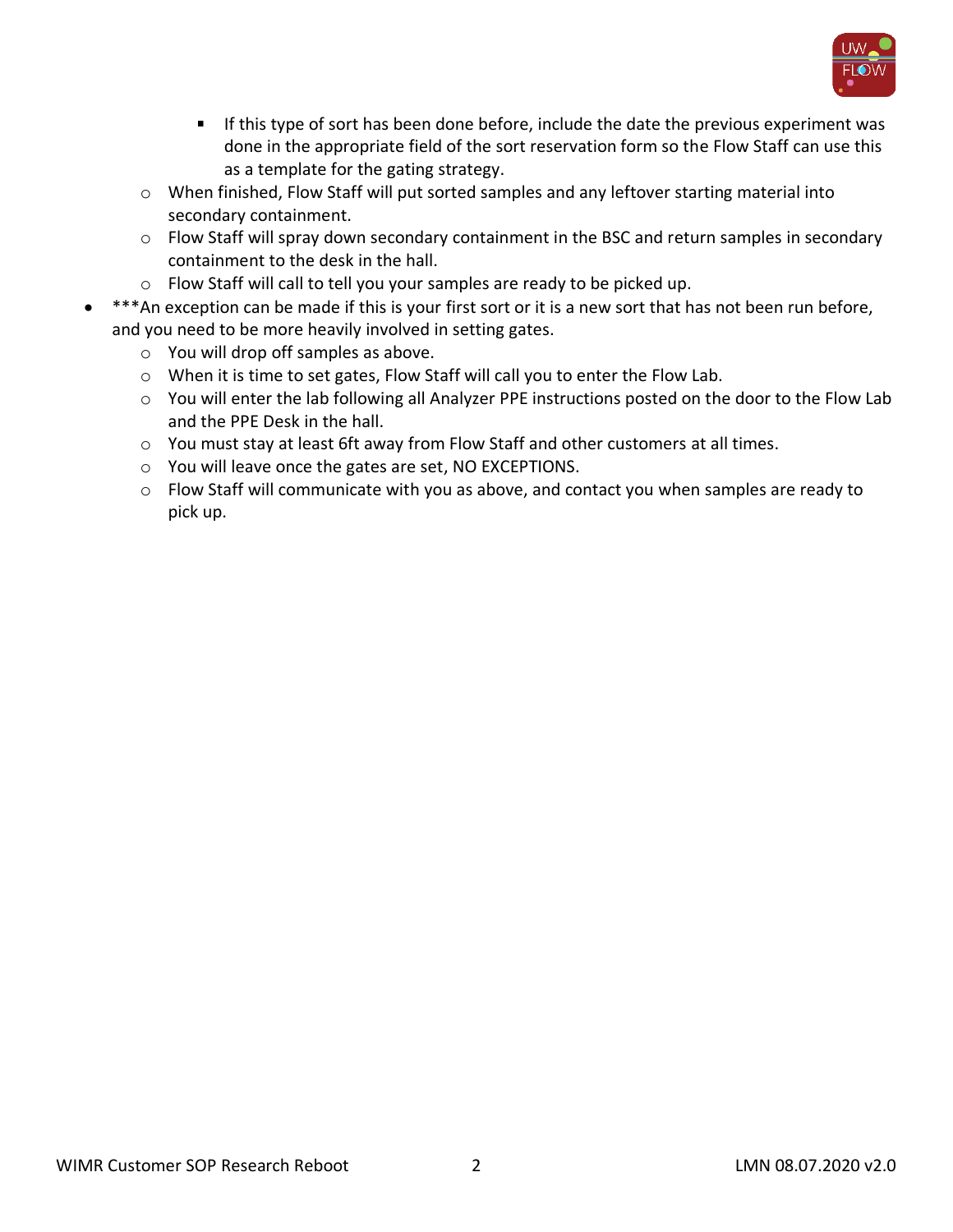- If this type of sort has been done before, include the date the previous experiment was done in the appropriate field of the sort reservation form so the Flow Staff can use this as a template for the gating strategy.
  - When finished, Flow Staff will put sorted samples and any leftover starting material into secondary containment.
  - Flow Staff will spray down secondary containment in the BSC and return samples in secondary containment to the desk in the hall.
  - Flow Staff will call to tell you your samples are ready to be picked up.
- ***An exception can be made if this is your first sort or it is a new sort that has not been run before, and you need to be more heavily involved in setting gates.
  - You will drop off samples as above.
  - When it is time to set gates, Flow Staff will call you to enter the Flow Lab.
  - You will enter the lab following all Analyzer PPE instructions posted on the door to the Flow Lab and the PPE Desk in the hall.
  - You must stay at least 6ft away from Flow Staff and other customers at all times.
  - You will leave once the gates are set, NO EXCEPTIONS.
  - Flow Staff will communicate with you as above, and contact you when samples are ready to pick up.